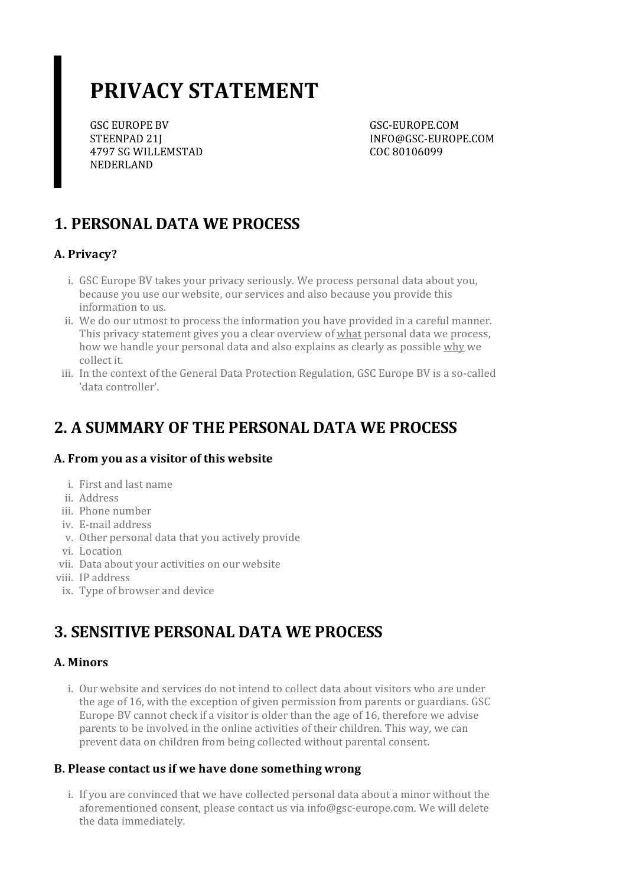# PRIVACY STATEMENT

GSC EUROPE BV
STEENPAD 21J
4797 SG WILLEMSTAD
NEDERLAND

GSC-EUROPE.COM
INFO@GSC-EUROPE.COM
COC 80106099

## 1. PERSONAL DATA WE PROCESS

### A. Privacy?

i. GSC Europe BV takes your privacy seriously. We process personal data about you, because you use our website, our services and also because you provide this information to us.

ii. We do our utmost to process the information you have provided in a careful manner. This privacy statement gives you a clear overview of <u>what</u> personal data we process, how we handle your personal data and also explains as clearly as possible <u>why</u> we collect it.

iii. In the context of the General Data Protection Regulation, GSC Europe BV is a so-called 'data controller'.

## 2. A SUMMARY OF THE PERSONAL DATA WE PROCESS

### A. From you as a visitor of this website

i. First and last name
ii. Address
iii. Phone number
iv. E-mail address
v. Other personal data that you actively provide
vi. Location
vii. Data about your activities on our website
viii. IP address
ix. Type of browser and device

## 3. SENSITIVE PERSONAL DATA WE PROCESS

### A. Minors

i. Our website and services do not intend to collect data about visitors who are under the age of 16, with the exception of given permission from parents or guardians. GSC Europe BV cannot check if a visitor is older than the age of 16, therefore we advise parents to be involved in the online activities of their children. This way, we can prevent data on children from being collected without parental consent.

### B. Please contact us if we have done something wrong

i. If you are convinced that we have collected personal data about a minor without the aforementioned consent, please contact us via info@gsc-europe.com. We will delete the data immediately.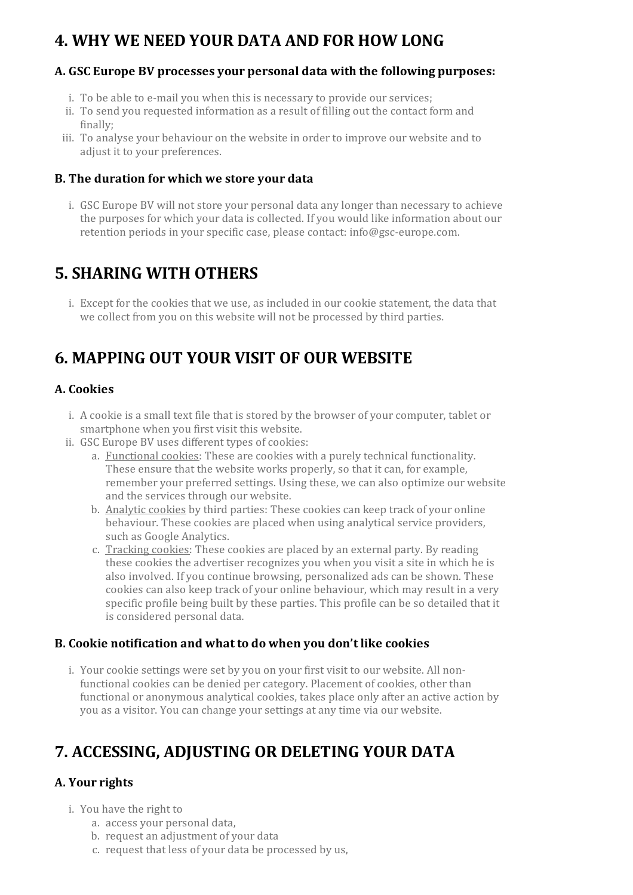## 4. WHY WE NEED YOUR DATA AND FOR HOW LONG

### A. GSC Europe BV processes your personal data with the following purposes:

i. To be able to e-mail you when this is necessary to provide our services;
ii. To send you requested information as a result of filling out the contact form and finally;
iii. To analyse your behaviour on the website in order to improve our website and to adjust it to your preferences.

### B. The duration for which we store your data

i. GSC Europe BV will not store your personal data any longer than necessary to achieve the purposes for which your data is collected. If you would like information about our retention periods in your specific case, please contact: info@gsc-europe.com.

## 5. SHARING WITH OTHERS

i. Except for the cookies that we use, as included in our cookie statement, the data that we collect from you on this website will not be processed by third parties.

## 6. MAPPING OUT YOUR VISIT OF OUR WEBSITE

### A. Cookies

i. A cookie is a small text file that is stored by the browser of your computer, tablet or smartphone when you first visit this website.
ii. GSC Europe BV uses different types of cookies:
   a. Functional cookies: These are cookies with a purely technical functionality. These ensure that the website works properly, so that it can, for example, remember your preferred settings. Using these, we can also optimize our website and the services through our website.
   b. Analytic cookies by third parties: These cookies can keep track of your online behaviour. These cookies are placed when using analytical service providers, such as Google Analytics.
   c. Tracking cookies: These cookies are placed by an external party. By reading these cookies the advertiser recognizes you when you visit a site in which he is also involved. If you continue browsing, personalized ads can be shown. These cookies can also keep track of your online behaviour, which may result in a very specific profile being built by these parties. This profile can be so detailed that it is considered personal data.

### B. Cookie notification and what to do when you don't like cookies

i. Your cookie settings were set by you on your first visit to our website. All non-functional cookies can be denied per category. Placement of cookies, other than functional or anonymous analytical cookies, takes place only after an active action by you as a visitor. You can change your settings at any time via our website.

## 7. ACCESSING, ADJUSTING OR DELETING YOUR DATA

### A. Your rights

i. You have the right to
   a. access your personal data,
   b. request an adjustment of your data
   c. request that less of your data be processed by us,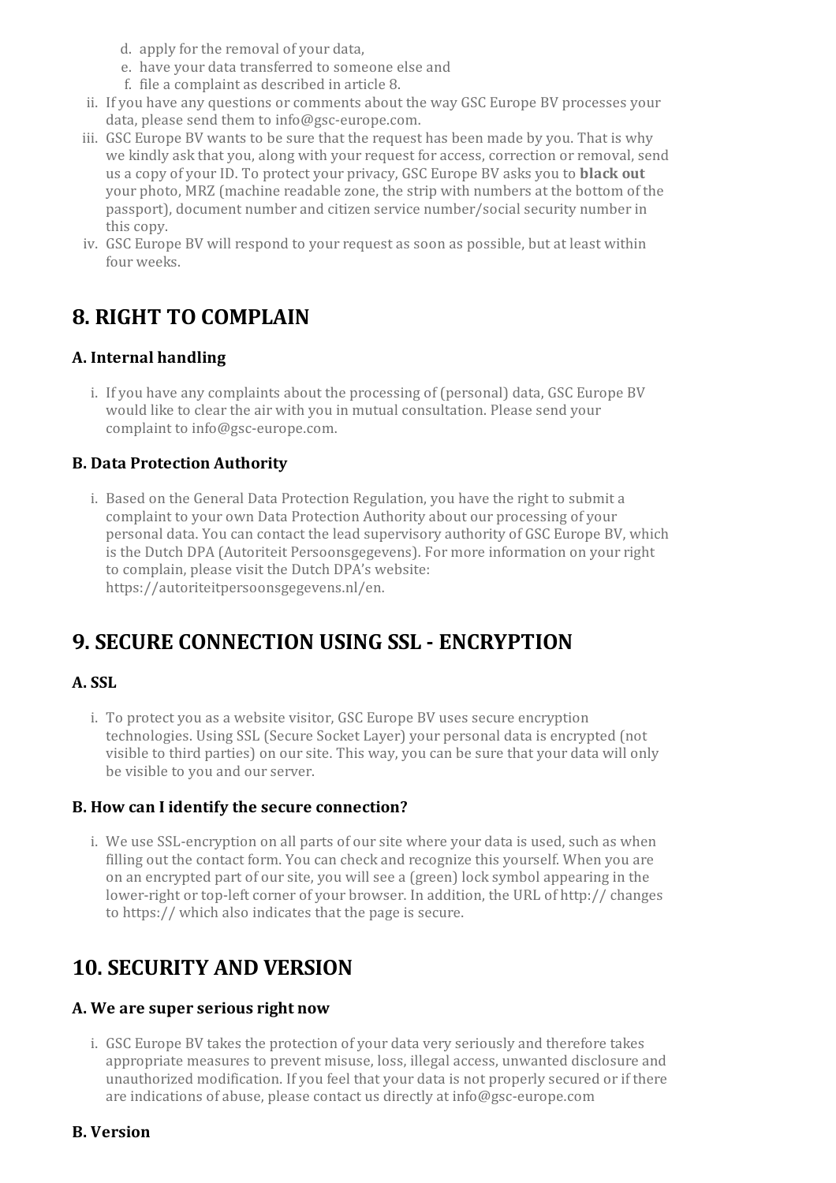d. apply for the removal of your data,
   e. have your data transferred to someone else and
   f. file a complaint as described in article 8.

ii. If you have any questions or comments about the way GSC Europe BV processes your data, please send them to info@gsc-europe.com.

iii. GSC Europe BV wants to be sure that the request has been made by you. That is why we kindly ask that you, along with your request for access, correction or removal, send us a copy of your ID. To protect your privacy, GSC Europe BV asks you to **black out** your photo, MRZ (machine readable zone, the strip with numbers at the bottom of the passport), document number and citizen service number/social security number in this copy.

iv. GSC Europe BV will respond to your request as soon as possible, but at least within four weeks.

## 8. RIGHT TO COMPLAIN

### A. Internal handling

i. If you have any complaints about the processing of (personal) data, GSC Europe BV would like to clear the air with you in mutual consultation. Please send your complaint to info@gsc-europe.com.

### B. Data Protection Authority

i. Based on the General Data Protection Regulation, you have the right to submit a complaint to your own Data Protection Authority about our processing of your personal data. You can contact the lead supervisory authority of GSC Europe BV, which is the Dutch DPA (Autoriteit Persoonsgegevens). For more information on your right to complain, please visit the Dutch DPA's website: https://autoriteitpersoonsgegevens.nl/en.

## 9. SECURE CONNECTION USING SSL - ENCRYPTION

### A. SSL

i. To protect you as a website visitor, GSC Europe BV uses secure encryption technologies. Using SSL (Secure Socket Layer) your personal data is encrypted (not visible to third parties) on our site. This way, you can be sure that your data will only be visible to you and our server.

### B. How can I identify the secure connection?

i. We use SSL-encryption on all parts of our site where your data is used, such as when filling out the contact form. You can check and recognize this yourself. When you are on an encrypted part of our site, you will see a (green) lock symbol appearing in the lower-right or top-left corner of your browser. In addition, the URL of http:// changes to https:// which also indicates that the page is secure.

## 10. SECURITY AND VERSION

### A. We are super serious right now

i. GSC Europe BV takes the protection of your data very seriously and therefore takes appropriate measures to prevent misuse, loss, illegal access, unwanted disclosure and unauthorized modification. If you feel that your data is not properly secured or if there are indications of abuse, please contact us directly at info@gsc-europe.com

### B. Version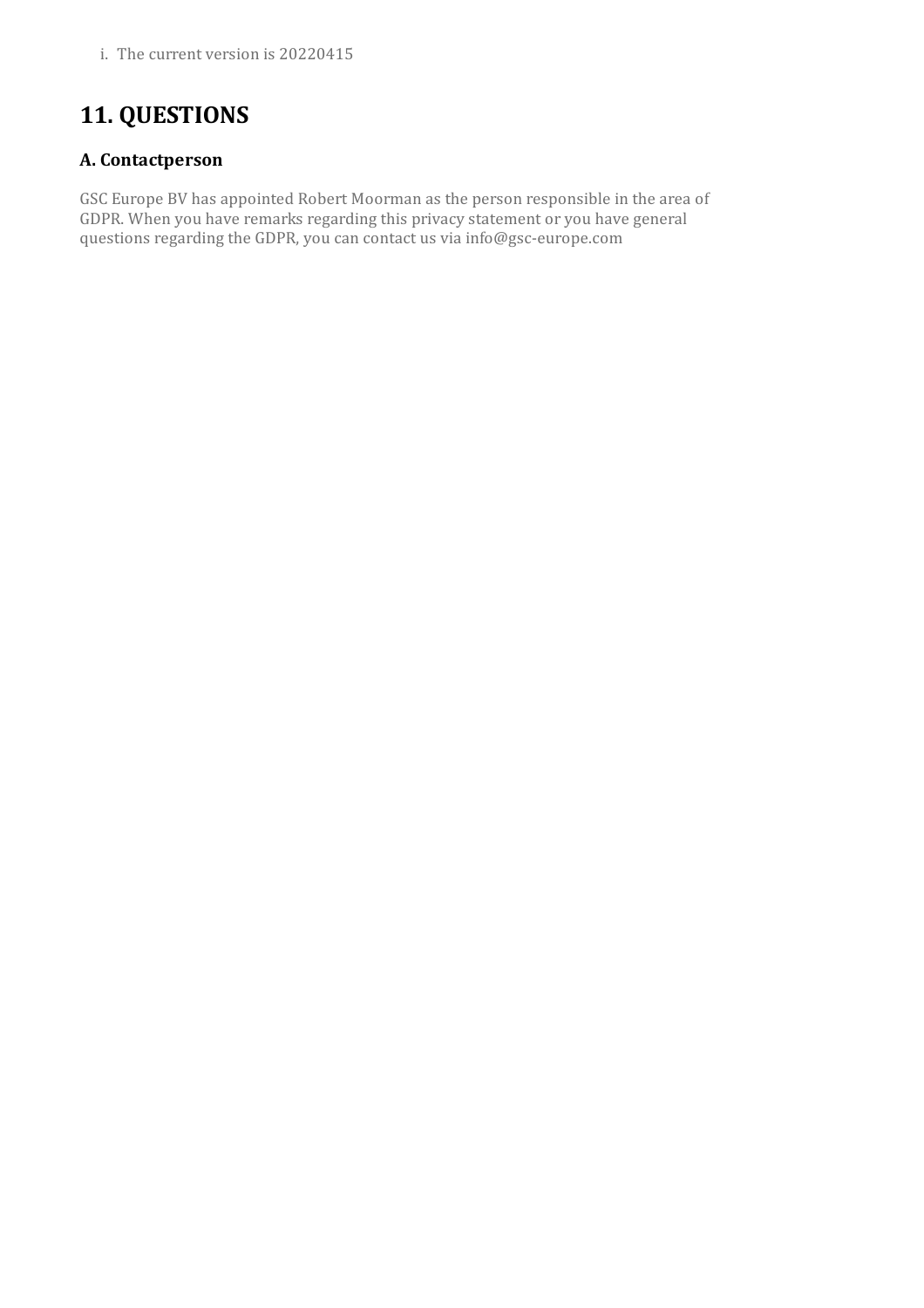i. The current version is 20220415

## 11. QUESTIONS

### A. Contactperson

GSC Europe BV has appointed Robert Moorman as the person responsible in the area of GDPR. When you have remarks regarding this privacy statement or you have general questions regarding the GDPR, you can contact us via info@gsc-europe.com